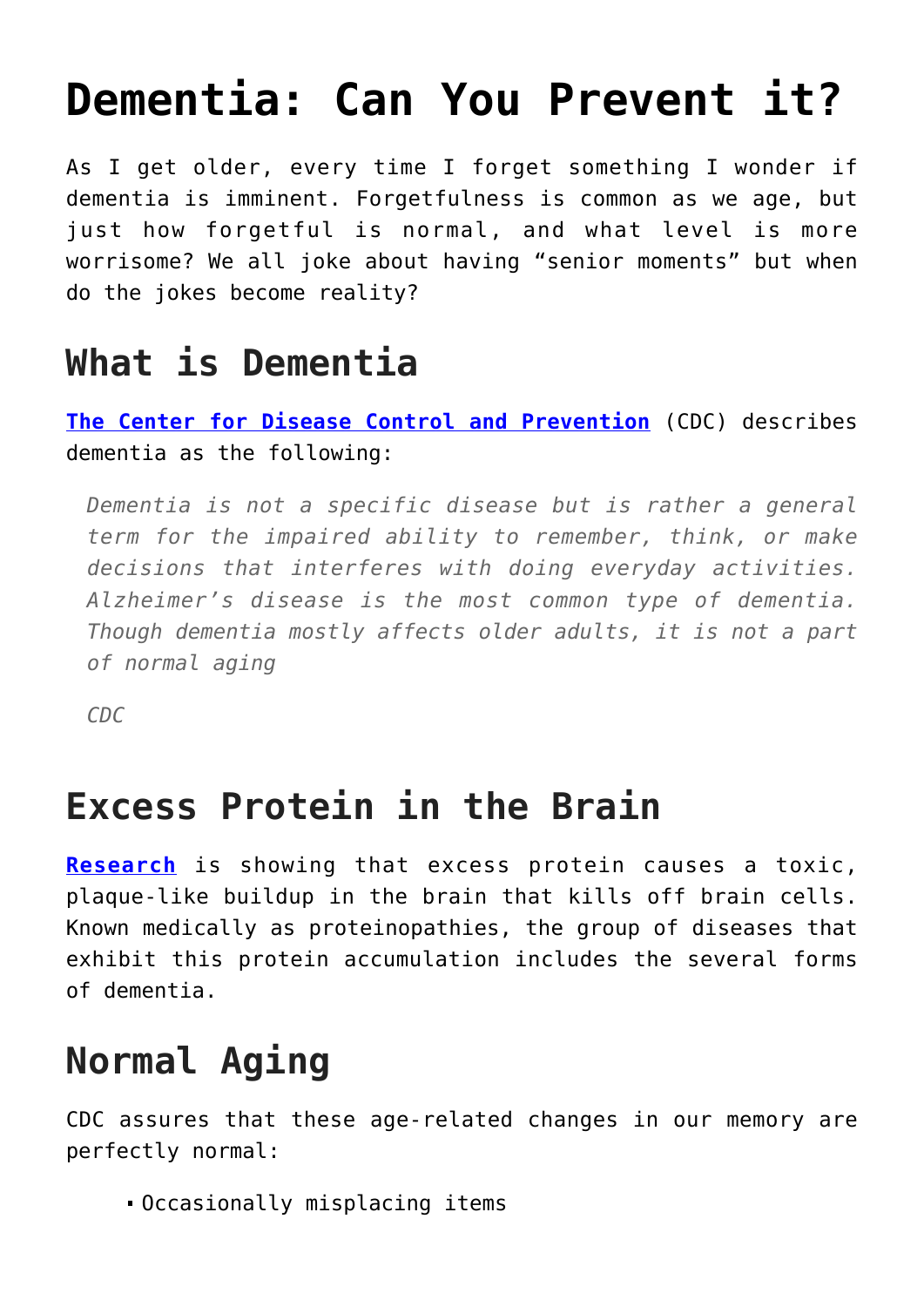# Dementia: Can You Prevent it?

As I get older, every time I forget something I wonder if dementia is imminent. Forgetfulness is common as we age, but just how forgetful is normal, and what level is more worrisome? We all joke about having "senior moments" but when do the jokes become reality?

## What is Dementia

[The Center for Disease Control and Prevention](#) (CDC) describes dementia as the following:

> *Dementia is not a specific disease but is rather a general term for the impaired ability to remember, think, or make decisions that interferes with doing everyday activities. Alzheimer's disease is the most common type of dementia. Though dementia mostly affects older adults, it is not a part of normal aging*
>
> *CDC*

## Excess Protein in the Brain

[**Research**](#) is showing that excess protein causes a toxic, plaque-like buildup in the brain that kills off brain cells. Known medically as proteinopathies, the group of diseases that exhibit this protein accumulation includes the several forms of dementia.

## Normal Aging

CDC assures that these age-related changes in our memory are perfectly normal:

- Occasionally misplacing items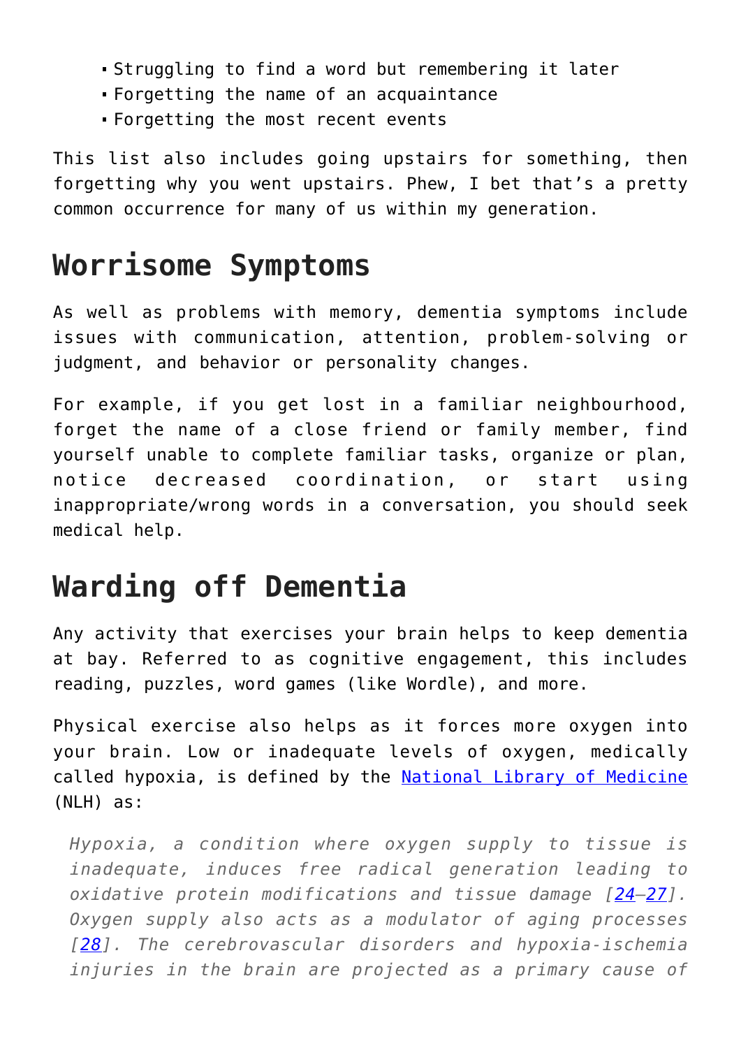- Struggling to find a word but remembering it later
- Forgetting the name of an acquaintance
- Forgetting the most recent events

This list also includes going upstairs for something, then forgetting why you went upstairs. Phew, I bet that's a pretty common occurrence for many of us within my generation.

## Worrisome Symptoms

As well as problems with memory, dementia symptoms include issues with communication, attention, problem-solving or judgment, and behavior or personality changes.

For example, if you get lost in a familiar neighbourhood, forget the name of a close friend or family member, find yourself unable to complete familiar tasks, organize or plan, notice decreased coordination, or start using inappropriate/wrong words in a conversation, you should seek medical help.

## Warding off Dementia

Any activity that exercises your brain helps to keep dementia at bay. Referred to as cognitive engagement, this includes reading, puzzles, word games (like Wordle), and more.

Physical exercise also helps as it forces more oxygen into your brain. Low or inadequate levels of oxygen, medically called hypoxia, is defined by the [National Library of Medicine](#) (NLH) as:

> *Hypoxia, a condition where oxygen supply to tissue is inadequate, induces free radical generation leading to oxidative protein modifications and tissue damage [24–27]. Oxygen supply also acts as a modulator of aging processes [28]. The cerebrovascular disorders and hypoxia-ischemia injuries in the brain are projected as a primary cause of*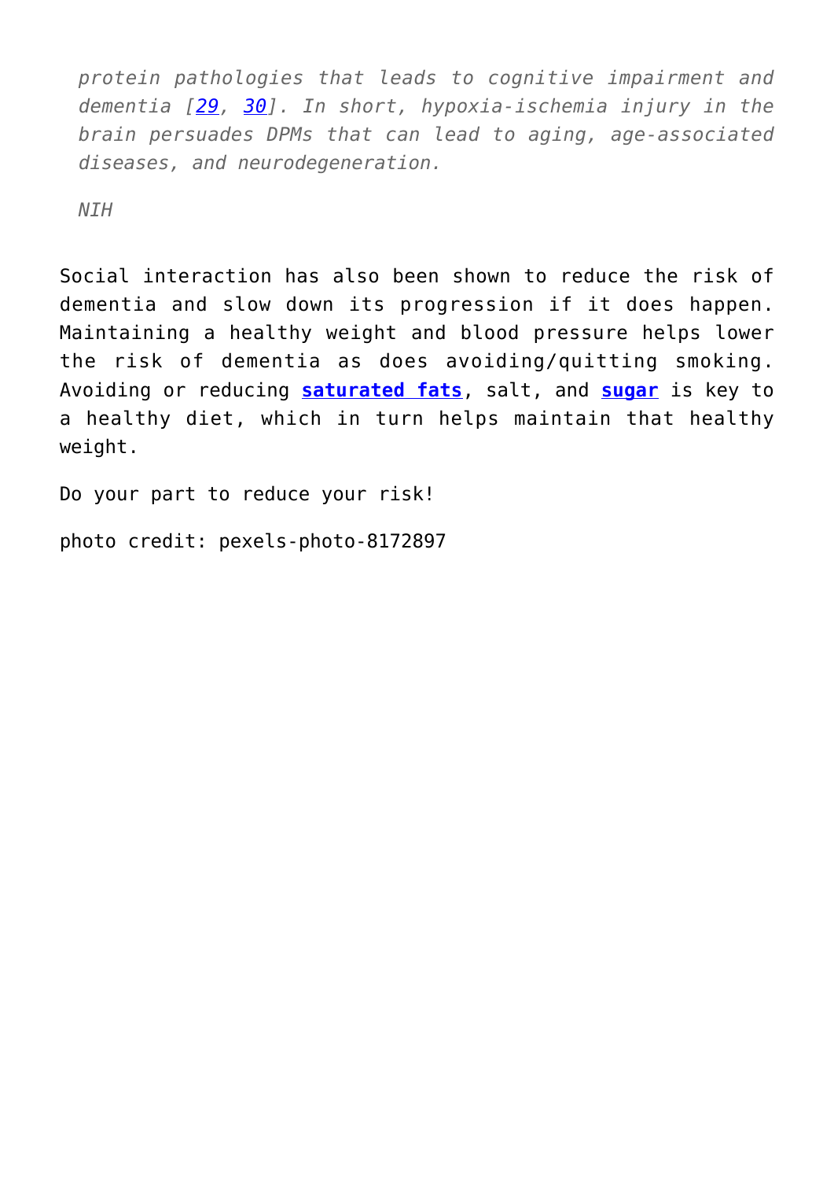> *protein pathologies that leads to cognitive impairment and dementia [29, 30]. In short, hypoxia-ischemia injury in the brain persuades DPMs that can lead to aging, age-associated diseases, and neurodegeneration.*
>
> *NIH*

Social interaction has also been shown to reduce the risk of dementia and slow down its progression if it does happen. Maintaining a healthy weight and blood pressure helps lower the risk of dementia as does avoiding/quitting smoking. Avoiding or reducing **saturated fats**, salt, and **sugar** is key to a healthy diet, which in turn helps maintain that healthy weight.

Do your part to reduce your risk!

photo credit: pexels-photo-8172897